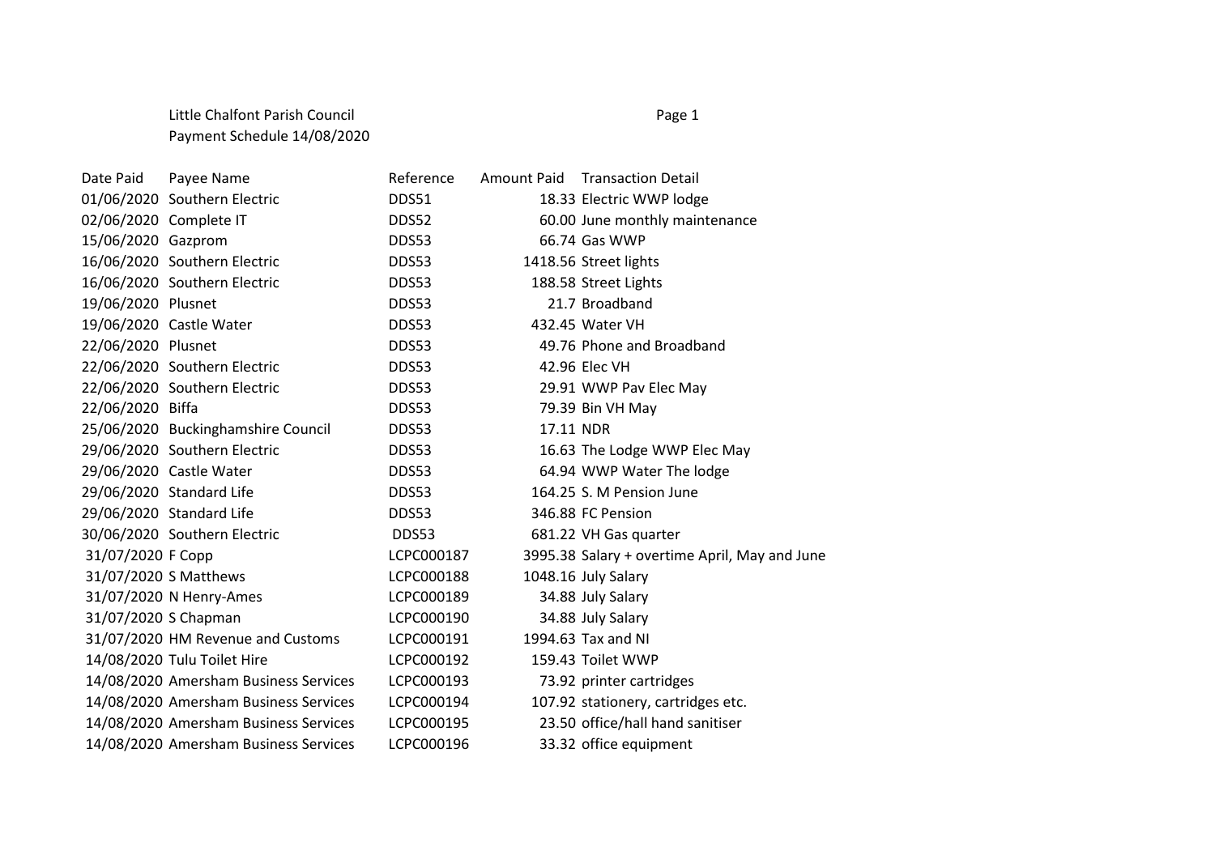Little Chalfont Parish Council
Payment Schedule 14/08/2020

| Date Paid | Payee Name | Reference | Amount Paid | Transaction Detail |
|---|---|---|---|---|
| 01/06/2020 | Southern Electric | DDS51 | 18.33 | Electric WWP lodge |
| 02/06/2020 | Complete IT | DDS52 | 60.00 | June monthly maintenance |
| 15/06/2020 | Gazprom | DDS53 | 66.74 | Gas WWP |
| 16/06/2020 | Southern Electric | DDS53 | 1418.56 | Street lights |
| 16/06/2020 | Southern Electric | DDS53 | 188.58 | Street Lights |
| 19/06/2020 | Plusnet | DDS53 | 21.7 | Broadband |
| 19/06/2020 | Castle Water | DDS53 | 432.45 | Water VH |
| 22/06/2020 | Plusnet | DDS53 | 49.76 | Phone and Broadband |
| 22/06/2020 | Southern Electric | DDS53 | 42.96 | Elec VH |
| 22/06/2020 | Southern Electric | DDS53 | 29.91 | WWP Pav Elec May |
| 22/06/2020 | Biffa | DDS53 | 79.39 | Bin VH May |
| 25/06/2020 | Buckinghamshire Council | DDS53 | 17.11 | NDR |
| 29/06/2020 | Southern Electric | DDS53 | 16.63 | The Lodge WWP Elec May |
| 29/06/2020 | Castle Water | DDS53 | 64.94 | WWP Water The lodge |
| 29/06/2020 | Standard Life | DDS53 | 164.25 | S. M Pension June |
| 29/06/2020 | Standard Life | DDS53 | 346.88 | FC Pension |
| 30/06/2020 | Southern Electric | DDS53 | 681.22 | VH Gas quarter |
| 31/07/2020 | F Copp | LCPC000187 | 3995.38 | Salary + overtime April, May and June |
| 31/07/2020 | S Matthews | LCPC000188 | 1048.16 | July Salary |
| 31/07/2020 | N Henry-Ames | LCPC000189 | 34.88 | July Salary |
| 31/07/2020 | S Chapman | LCPC000190 | 34.88 | July Salary |
| 31/07/2020 | HM Revenue and Customs | LCPC000191 | 1994.63 | Tax and NI |
| 14/08/2020 | Tulu Toilet Hire | LCPC000192 | 159.43 | Toilet WWP |
| 14/08/2020 | Amersham Business Services | LCPC000193 | 73.92 | printer cartridges |
| 14/08/2020 | Amersham Business Services | LCPC000194 | 107.92 | stationery, cartridges etc. |
| 14/08/2020 | Amersham Business Services | LCPC000195 | 23.50 | office/hall hand sanitiser |
| 14/08/2020 | Amersham Business Services | LCPC000196 | 33.32 | office equipment |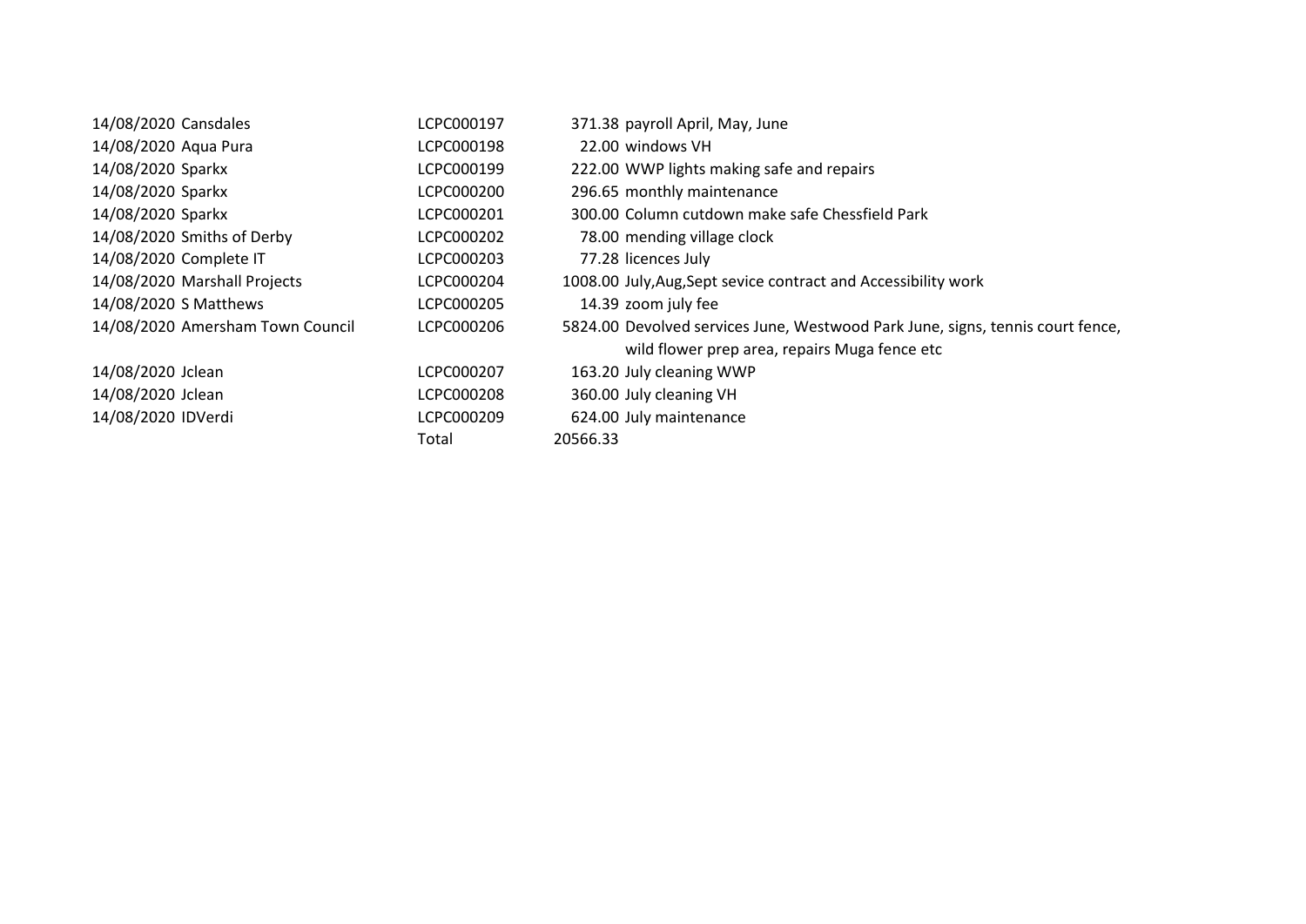| | | | | |
|---|---|---|---|---|
| 14/08/2020 | Cansdales | LCPC000197 | 371.38 | payroll April, May, June |
| 14/08/2020 | Aqua Pura | LCPC000198 | 22.00 | windows VH |
| 14/08/2020 | Sparkx | LCPC000199 | 222.00 | WWP lights making safe and repairs |
| 14/08/2020 | Sparkx | LCPC000200 | 296.65 | monthly maintenance |
| 14/08/2020 | Sparkx | LCPC000201 | 300.00 | Column cutdown make safe Chessfield Park |
| 14/08/2020 | Smiths of Derby | LCPC000202 | 78.00 | mending village clock |
| 14/08/2020 | Complete IT | LCPC000203 | 77.28 | licences July |
| 14/08/2020 | Marshall Projects | LCPC000204 | 1008.00 | July,Aug,Sept sevice contract and Accessibility work |
| 14/08/2020 | S Matthews | LCPC000205 | 14.39 | zoom july fee |
| 14/08/2020 | Amersham Town Council | LCPC000206 | 5824.00 | Devolved services June, Westwood Park June, signs, tennis court fence, wild flower prep area, repairs Muga fence etc |
| 14/08/2020 | Jclean | LCPC000207 | 163.20 | July cleaning WWP |
| 14/08/2020 | Jclean | LCPC000208 | 360.00 | July cleaning VH |
| 14/08/2020 | IDVerdi | LCPC000209 | 624.00 | July maintenance |
| | | Total | 20566.33 | |